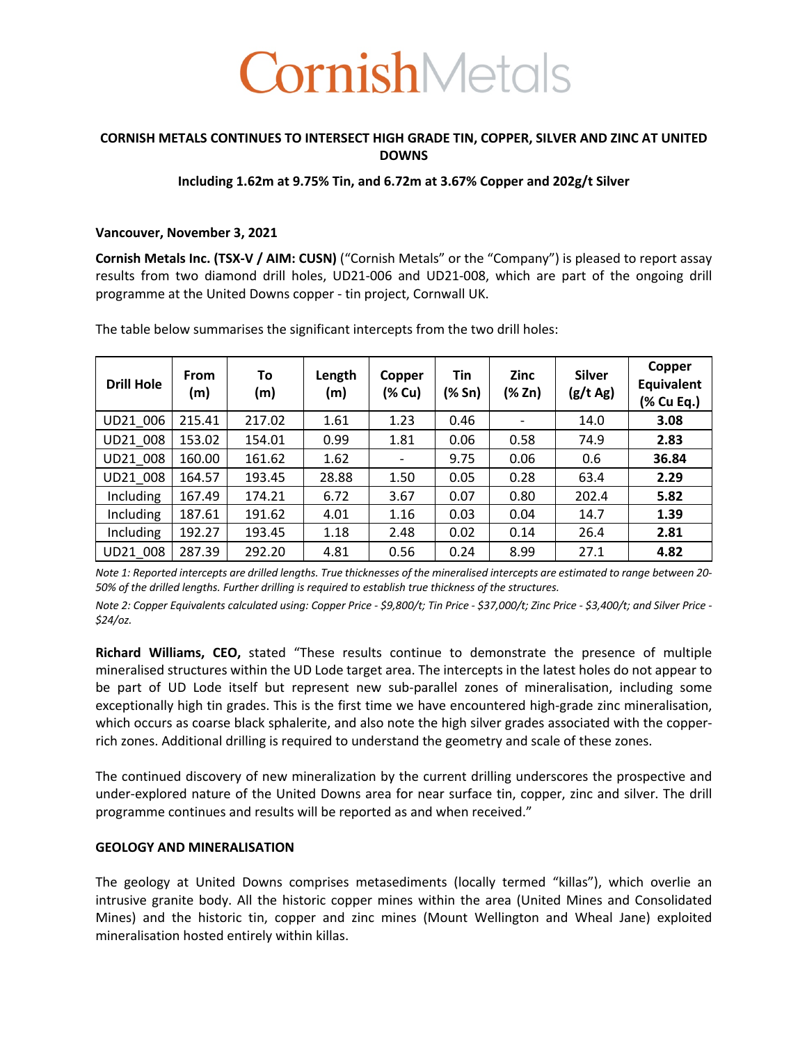# CornishMetals

## CORNISH METALS CONTINUES TO INTERSECT HIGH GRADE TIN, COPPER, SILVER AND ZINC AT UNITED DOWNS

**Including 1.62m at 9.75% Tin, and 6.72m at 3.67% Copper and 202g/t Silver**

**Vancouver, November 3, 2021**

**Cornish Metals Inc. (TSX-V / AIM: CUSN)** ("Cornish Metals" or the "Company") is pleased to report assay results from two diamond drill holes, UD21-006 and UD21-008, which are part of the ongoing drill programme at the United Downs copper - tin project, Cornwall UK.

The table below summarises the significant intercepts from the two drill holes:

| Drill Hole | From (m) | To (m) | Length (m) | Copper (% Cu) | Tin (% Sn) | Zinc (% Zn) | Silver (g/t Ag) | Copper Equivalent (% Cu Eq.) |
|---|---|---|---|---|---|---|---|---|
| UD21_006 | 215.41 | 217.02 | 1.61 | 1.23 | 0.46 | - | 14.0 | **3.08** |
| UD21_008 | 153.02 | 154.01 | 0.99 | 1.81 | 0.06 | 0.58 | 74.9 | **2.83** |
| UD21_008 | 160.00 | 161.62 | 1.62 | - | 9.75 | 0.06 | 0.6 | **36.84** |
| UD21_008 | 164.57 | 193.45 | 28.88 | 1.50 | 0.05 | 0.28 | 63.4 | **2.29** |
| Including | 167.49 | 174.21 | 6.72 | 3.67 | 0.07 | 0.80 | 202.4 | **5.82** |
| Including | 187.61 | 191.62 | 4.01 | 1.16 | 0.03 | 0.04 | 14.7 | **1.39** |
| Including | 192.27 | 193.45 | 1.18 | 2.48 | 0.02 | 0.14 | 26.4 | **2.81** |
| UD21_008 | 287.39 | 292.20 | 4.81 | 0.56 | 0.24 | 8.99 | 27.1 | **4.82** |

*Note 1: Reported intercepts are drilled lengths. True thicknesses of the mineralised intercepts are estimated to range between 20-50% of the drilled lengths. Further drilling is required to establish true thickness of the structures.*

*Note 2: Copper Equivalents calculated using: Copper Price - $9,800/t; Tin Price - $37,000/t; Zinc Price - $3,400/t; and Silver Price - $24/oz.*

**Richard Williams, CEO,** stated "These results continue to demonstrate the presence of multiple mineralised structures within the UD Lode target area. The intercepts in the latest holes do not appear to be part of UD Lode itself but represent new sub-parallel zones of mineralisation, including some exceptionally high tin grades. This is the first time we have encountered high-grade zinc mineralisation, which occurs as coarse black sphalerite, and also note the high silver grades associated with the copper-rich zones. Additional drilling is required to understand the geometry and scale of these zones.

The continued discovery of new mineralization by the current drilling underscores the prospective and under-explored nature of the United Downs area for near surface tin, copper, zinc and silver. The drill programme continues and results will be reported as and when received."

**GEOLOGY AND MINERALISATION**

The geology at United Downs comprises metasediments (locally termed "killas"), which overlie an intrusive granite body. All the historic copper mines within the area (United Mines and Consolidated Mines) and the historic tin, copper and zinc mines (Mount Wellington and Wheal Jane) exploited mineralisation hosted entirely within killas.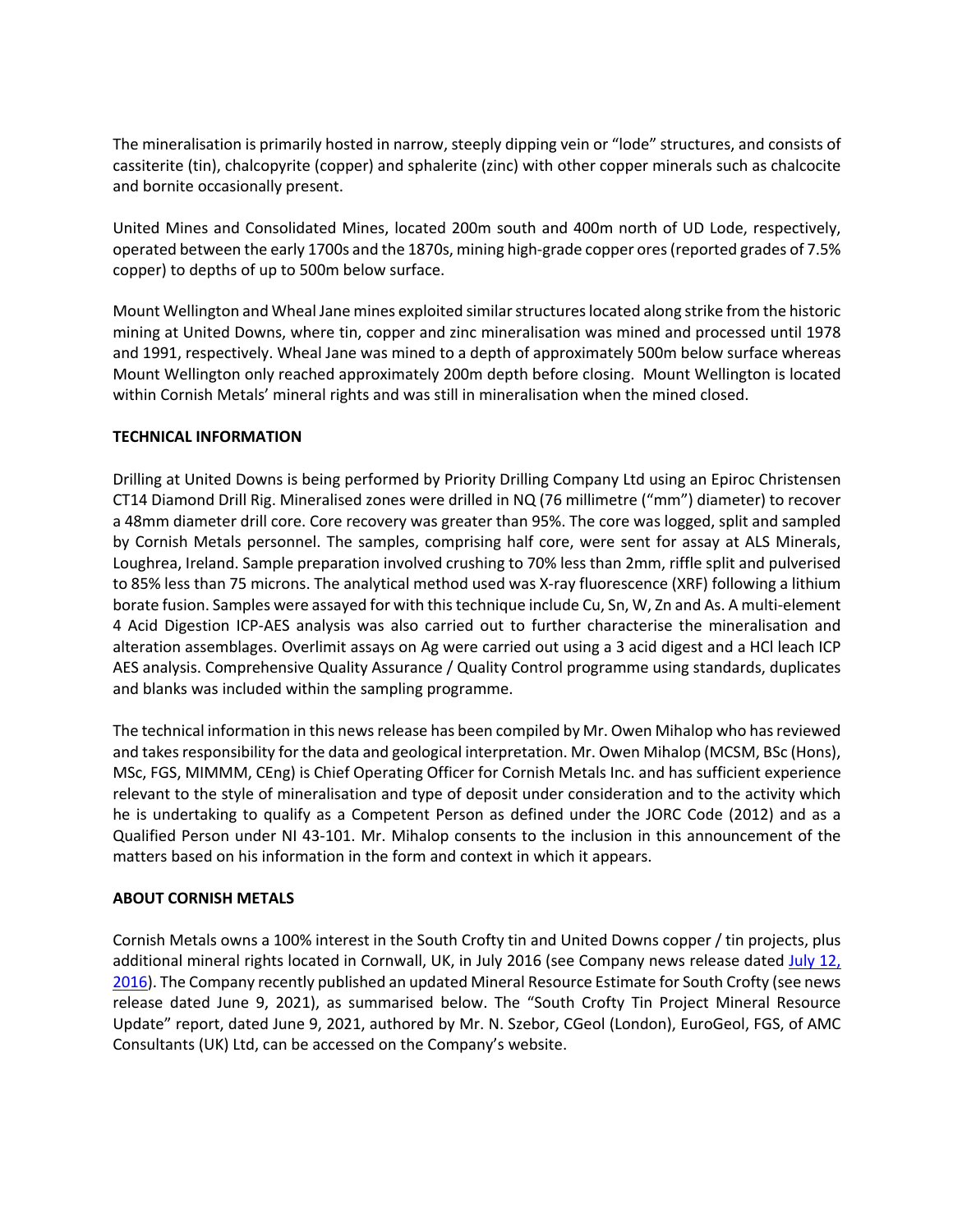The mineralisation is primarily hosted in narrow, steeply dipping vein or "lode" structures, and consists of cassiterite (tin), chalcopyrite (copper) and sphalerite (zinc) with other copper minerals such as chalcocite and bornite occasionally present.

United Mines and Consolidated Mines, located 200m south and 400m north of UD Lode, respectively, operated between the early 1700s and the 1870s, mining high-grade copper ores (reported grades of 7.5% copper) to depths of up to 500m below surface.

Mount Wellington and Wheal Jane mines exploited similar structures located along strike from the historic mining at United Downs, where tin, copper and zinc mineralisation was mined and processed until 1978 and 1991, respectively. Wheal Jane was mined to a depth of approximately 500m below surface whereas Mount Wellington only reached approximately 200m depth before closing. Mount Wellington is located within Cornish Metals' mineral rights and was still in mineralisation when the mined closed.

**TECHNICAL INFORMATION**

Drilling at United Downs is being performed by Priority Drilling Company Ltd using an Epiroc Christensen CT14 Diamond Drill Rig. Mineralised zones were drilled in NQ (76 millimetre ("mm") diameter) to recover a 48mm diameter drill core. Core recovery was greater than 95%. The core was logged, split and sampled by Cornish Metals personnel. The samples, comprising half core, were sent for assay at ALS Minerals, Loughrea, Ireland. Sample preparation involved crushing to 70% less than 2mm, riffle split and pulverised to 85% less than 75 microns. The analytical method used was X-ray fluorescence (XRF) following a lithium borate fusion. Samples were assayed for with this technique include Cu, Sn, W, Zn and As. A multi-element 4 Acid Digestion ICP-AES analysis was also carried out to further characterise the mineralisation and alteration assemblages. Overlimit assays on Ag were carried out using a 3 acid digest and a HCl leach ICP AES analysis. Comprehensive Quality Assurance / Quality Control programme using standards, duplicates and blanks was included within the sampling programme.

The technical information in this news release has been compiled by Mr. Owen Mihalop who has reviewed and takes responsibility for the data and geological interpretation. Mr. Owen Mihalop (MCSM, BSc (Hons), MSc, FGS, MIMMM, CEng) is Chief Operating Officer for Cornish Metals Inc. and has sufficient experience relevant to the style of mineralisation and type of deposit under consideration and to the activity which he is undertaking to qualify as a Competent Person as defined under the JORC Code (2012) and as a Qualified Person under NI 43-101. Mr. Mihalop consents to the inclusion in this announcement of the matters based on his information in the form and context in which it appears.

**ABOUT CORNISH METALS**

Cornish Metals owns a 100% interest in the South Crofty tin and United Downs copper / tin projects, plus additional mineral rights located in Cornwall, UK, in July 2016 (see Company news release dated July 12, 2016). The Company recently published an updated Mineral Resource Estimate for South Crofty (see news release dated June 9, 2021), as summarised below. The "South Crofty Tin Project Mineral Resource Update" report, dated June 9, 2021, authored by Mr. N. Szebor, CGeol (London), EuroGeol, FGS, of AMC Consultants (UK) Ltd, can be accessed on the Company's website.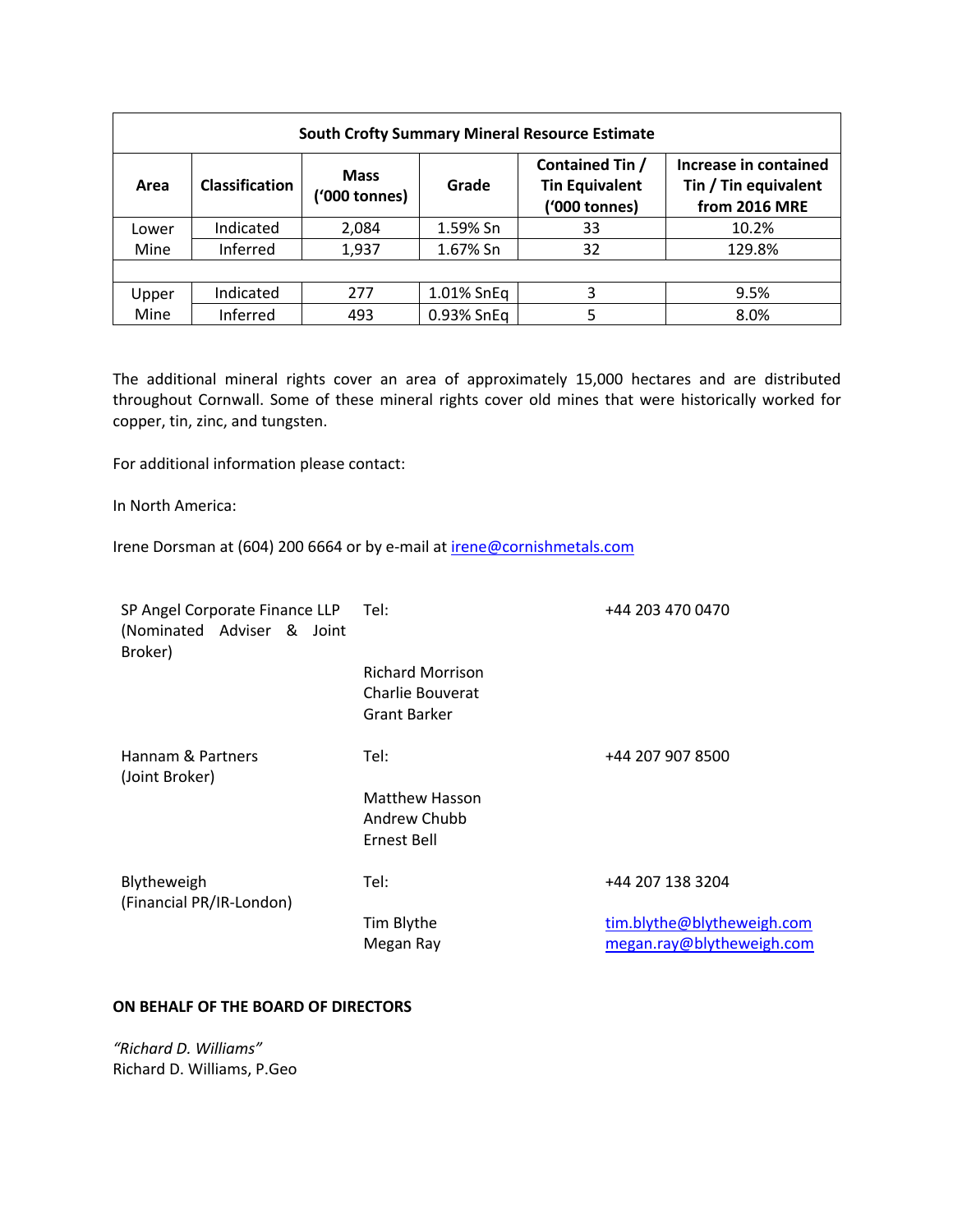| South Crofty Summary Mineral Resource Estimate | | | | | |
|---|---|---|---|---|---|
| **Area** | **Classification** | **Mass ('000 tonnes)** | **Grade** | **Contained Tin / Tin Equivalent ('000 tonnes)** | **Increase in contained Tin / Tin equivalent from 2016 MRE** |
| Lower Mine | Indicated | 2,084 | 1.59% Sn | 33 | 10.2% |
| | Inferred | 1,937 | 1.67% Sn | 32 | 129.8% |
| | | | | | |
| Upper Mine | Indicated | 277 | 1.01% SnEq | 3 | 9.5% |
| | Inferred | 493 | 0.93% SnEq | 5 | 8.0% |

The additional mineral rights cover an area of approximately 15,000 hectares and are distributed throughout Cornwall. Some of these mineral rights cover old mines that were historically worked for copper, tin, zinc, and tungsten.

For additional information please contact:

In North America:

Irene Dorsman at (604) 200 6664 or by e-mail at irene@cornishmetals.com

| | | |
|---|---|---|
| SP Angel Corporate Finance LLP (Nominated Adviser & Joint Broker) | Tel: | +44 203 470 0470 |
| | Richard Morrison<br>Charlie Bouverat<br>Grant Barker | |
| Hannam & Partners (Joint Broker) | Tel: | +44 207 907 8500 |
| | Matthew Hasson<br>Andrew Chubb<br>Ernest Bell | |
| Blytheweigh (Financial PR/IR-London) | Tel: | +44 207 138 3204 |
| | Tim Blythe<br>Megan Ray | tim.blythe@blytheweigh.com<br>megan.ray@blytheweigh.com |

**ON BEHALF OF THE BOARD OF DIRECTORS**

*"Richard D. Williams"*
Richard D. Williams, P.Geo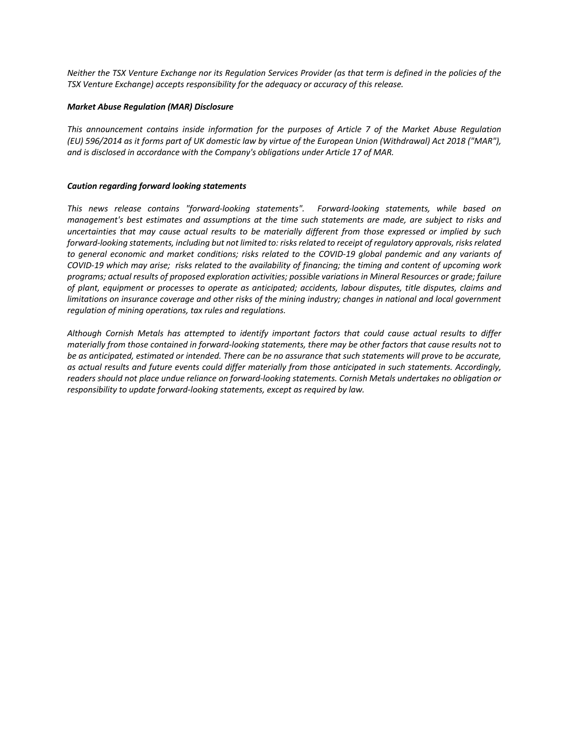*Neither the TSX Venture Exchange nor its Regulation Services Provider (as that term is defined in the policies of the TSX Venture Exchange) accepts responsibility for the adequacy or accuracy of this release.*

***Market Abuse Regulation (MAR) Disclosure***

*This announcement contains inside information for the purposes of Article 7 of the Market Abuse Regulation (EU) 596/2014 as it forms part of UK domestic law by virtue of the European Union (Withdrawal) Act 2018 ("MAR"), and is disclosed in accordance with the Company's obligations under Article 17 of MAR.*

***Caution regarding forward looking statements***

*This news release contains "forward-looking statements". Forward-looking statements, while based on management's best estimates and assumptions at the time such statements are made, are subject to risks and uncertainties that may cause actual results to be materially different from those expressed or implied by such forward-looking statements, including but not limited to: risks related to receipt of regulatory approvals, risks related to general economic and market conditions; risks related to the COVID-19 global pandemic and any variants of COVID-19 which may arise; risks related to the availability of financing; the timing and content of upcoming work programs; actual results of proposed exploration activities; possible variations in Mineral Resources or grade; failure of plant, equipment or processes to operate as anticipated; accidents, labour disputes, title disputes, claims and limitations on insurance coverage and other risks of the mining industry; changes in national and local government regulation of mining operations, tax rules and regulations.*

*Although Cornish Metals has attempted to identify important factors that could cause actual results to differ materially from those contained in forward-looking statements, there may be other factors that cause results not to be as anticipated, estimated or intended. There can be no assurance that such statements will prove to be accurate, as actual results and future events could differ materially from those anticipated in such statements. Accordingly, readers should not place undue reliance on forward-looking statements. Cornish Metals undertakes no obligation or responsibility to update forward-looking statements, except as required by law.*